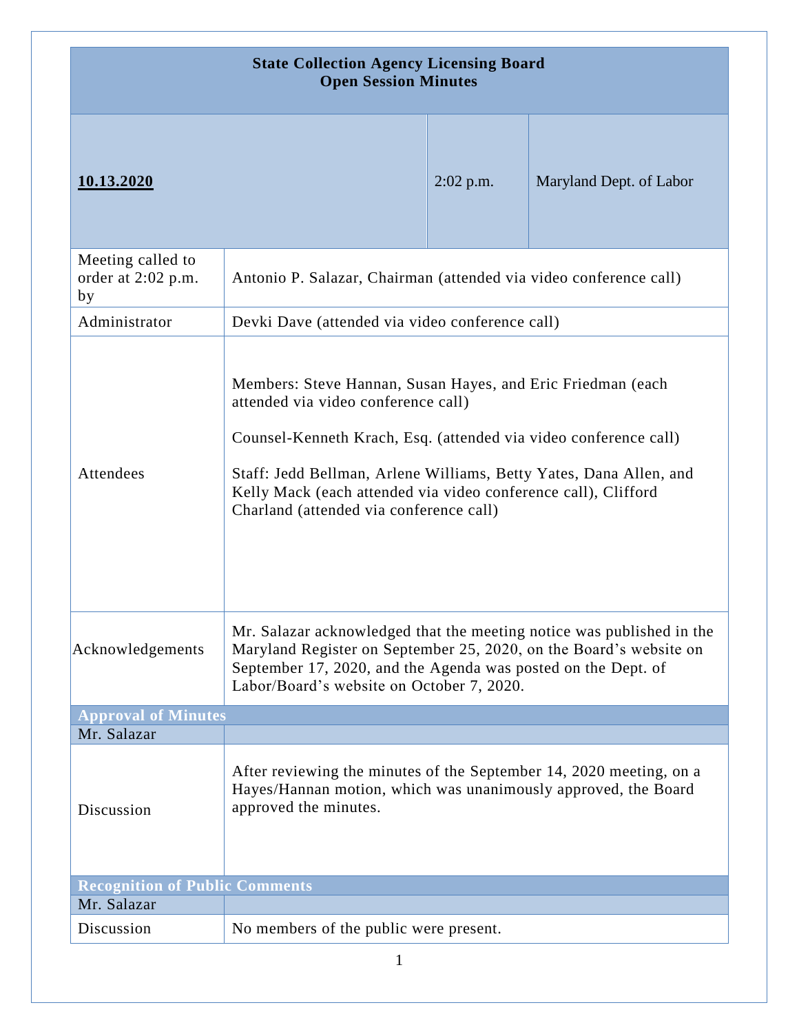| State Collection Agency Licensing Board<br>Open Session Minutes | | |
|---|---|---|
| **10.13.2020** | 2:02 p.m. | Maryland Dept. of Labor |

| | |
|---|---|
| Meeting called to order at 2:02 p.m. by | Antonio P. Salazar, Chairman (attended via video conference call) |
| Administrator | Devki Dave (attended via video conference call) |
| Attendees | Members: Steve Hannan, Susan Hayes, and Eric Friedman (each attended via video conference call)<br><br>Counsel-Kenneth Krach, Esq. (attended via video conference call)<br><br>Staff: Jedd Bellman, Arlene Williams, Betty Yates, Dana Allen, and Kelly Mack (each attended via video conference call), Clifford Charland (attended via conference call) |
| Acknowledgements | Mr. Salazar acknowledged that the meeting notice was published in the Maryland Register on September 25, 2020, on the Board's website on September 17, 2020, and the Agenda was posted on the Dept. of Labor/Board's website on October 7, 2020. |
| **Approval of Minutes** | |
| Mr. Salazar | |
| Discussion | After reviewing the minutes of the September 14, 2020 meeting, on a Hayes/Hannan motion, which was unanimously approved, the Board approved the minutes. |
| **Recognition of Public Comments** | |
| Mr. Salazar | |
| Discussion | No members of the public were present. |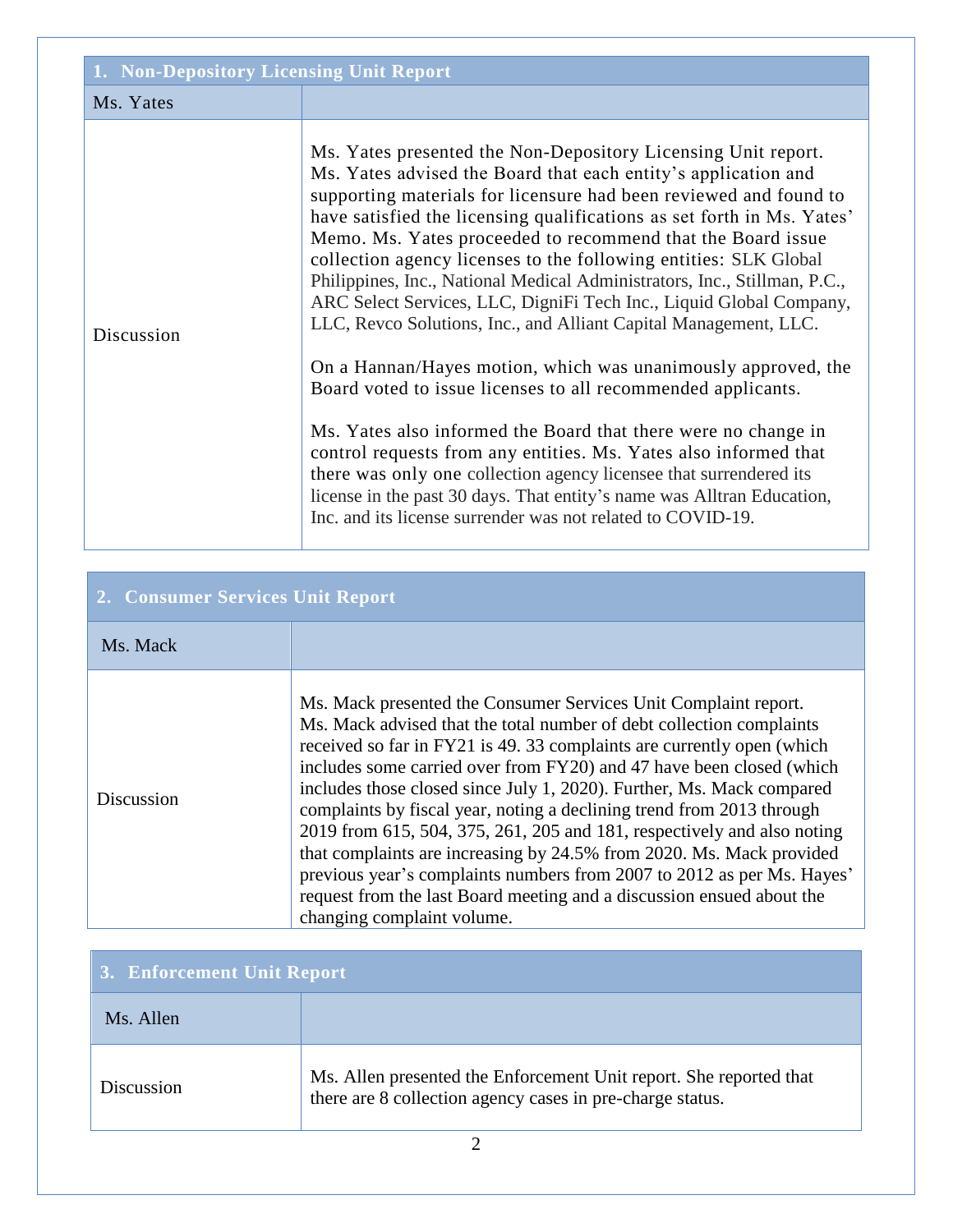| 1. Non-Depository Licensing Unit Report | |
|---|---|
| Ms. Yates | |
| Discussion | Ms. Yates presented the Non-Depository Licensing Unit report. Ms. Yates advised the Board that each entity's application and supporting materials for licensure had been reviewed and found to have satisfied the licensing qualifications as set forth in Ms. Yates' Memo. Ms. Yates proceeded to recommend that the Board issue collection agency licenses to the following entities: SLK Global Philippines, Inc., National Medical Administrators, Inc., Stillman, P.C., ARC Select Services, LLC, DigniFi Tech Inc., Liquid Global Company, LLC, Revco Solutions, Inc., and Alliant Capital Management, LLC.<br><br>On a Hannan/Hayes motion, which was unanimously approved, the Board voted to issue licenses to all recommended applicants.<br><br>Ms. Yates also informed the Board that there were no change in control requests from any entities. Ms. Yates also informed that there was only one collection agency licensee that surrendered its license in the past 30 days. That entity's name was Alltran Education, Inc. and its license surrender was not related to COVID-19. |

| 2. Consumer Services Unit Report | |
|---|---|
| Ms. Mack | |
| Discussion | Ms. Mack presented the Consumer Services Unit Complaint report. Ms. Mack advised that the total number of debt collection complaints received so far in FY21 is 49. 33 complaints are currently open (which includes some carried over from FY20) and 47 have been closed (which includes those closed since July 1, 2020). Further, Ms. Mack compared complaints by fiscal year, noting a declining trend from 2013 through 2019 from 615, 504, 375, 261, 205 and 181, respectively and also noting that complaints are increasing by 24.5% from 2020. Ms. Mack provided previous year's complaints numbers from 2007 to 2012 as per Ms. Hayes' request from the last Board meeting and a discussion ensued about the changing complaint volume. |

| 3. Enforcement Unit Report | |
|---|---|
| Ms. Allen | |
| Discussion | Ms. Allen presented the Enforcement Unit report. She reported that there are 8 collection agency cases in pre-charge status. |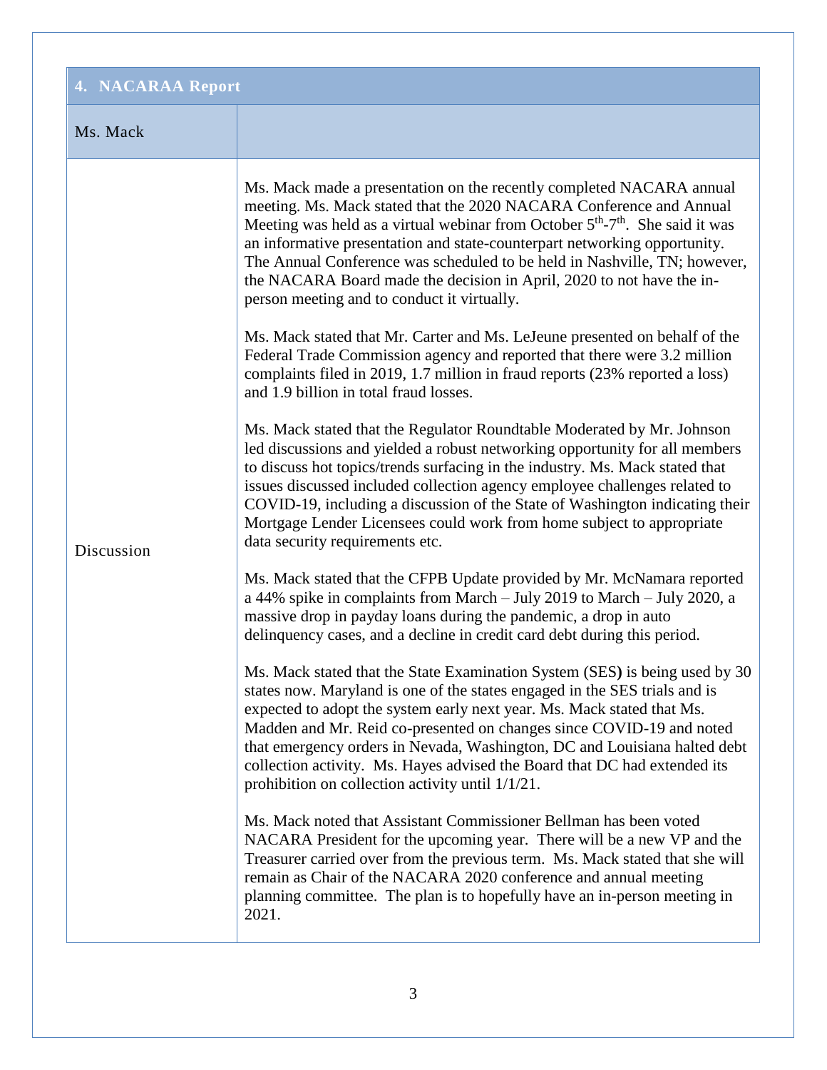| 4. NACARAA Report | |
|---|---|
| Ms. Mack | |
| Discussion | Ms. Mack made a presentation on the recently completed NACARA annual meeting. Ms. Mack stated that the 2020 NACARA Conference and Annual Meeting was held as a virtual webinar from October 5th-7th. She said it was an informative presentation and state-counterpart networking opportunity. The Annual Conference was scheduled to be held in Nashville, TN; however, the NACARA Board made the decision in April, 2020 to not have the in-person meeting and to conduct it virtually.<br><br>Ms. Mack stated that Mr. Carter and Ms. LeJeune presented on behalf of the Federal Trade Commission agency and reported that there were 3.2 million complaints filed in 2019, 1.7 million in fraud reports (23% reported a loss) and 1.9 billion in total fraud losses.<br><br>Ms. Mack stated that the Regulator Roundtable Moderated by Mr. Johnson led discussions and yielded a robust networking opportunity for all members to discuss hot topics/trends surfacing in the industry. Ms. Mack stated that issues discussed included collection agency employee challenges related to COVID-19, including a discussion of the State of Washington indicating their Mortgage Lender Licensees could work from home subject to appropriate data security requirements etc.<br><br>Ms. Mack stated that the CFPB Update provided by Mr. McNamara reported a 44% spike in complaints from March – July 2019 to March – July 2020, a massive drop in payday loans during the pandemic, a drop in auto delinquency cases, and a decline in credit card debt during this period.<br><br>Ms. Mack stated that the State Examination System (SES**)** is being used by 30 states now. Maryland is one of the states engaged in the SES trials and is expected to adopt the system early next year. Ms. Mack stated that Ms. Madden and Mr. Reid co-presented on changes since COVID-19 and noted that emergency orders in Nevada, Washington, DC and Louisiana halted debt collection activity. Ms. Hayes advised the Board that DC had extended its prohibition on collection activity until 1/1/21.<br><br>Ms. Mack noted that Assistant Commissioner Bellman has been voted NACARA President for the upcoming year. There will be a new VP and the Treasurer carried over from the previous term. Ms. Mack stated that she will remain as Chair of the NACARA 2020 conference and annual meeting planning committee. The plan is to hopefully have an in-person meeting in 2021. |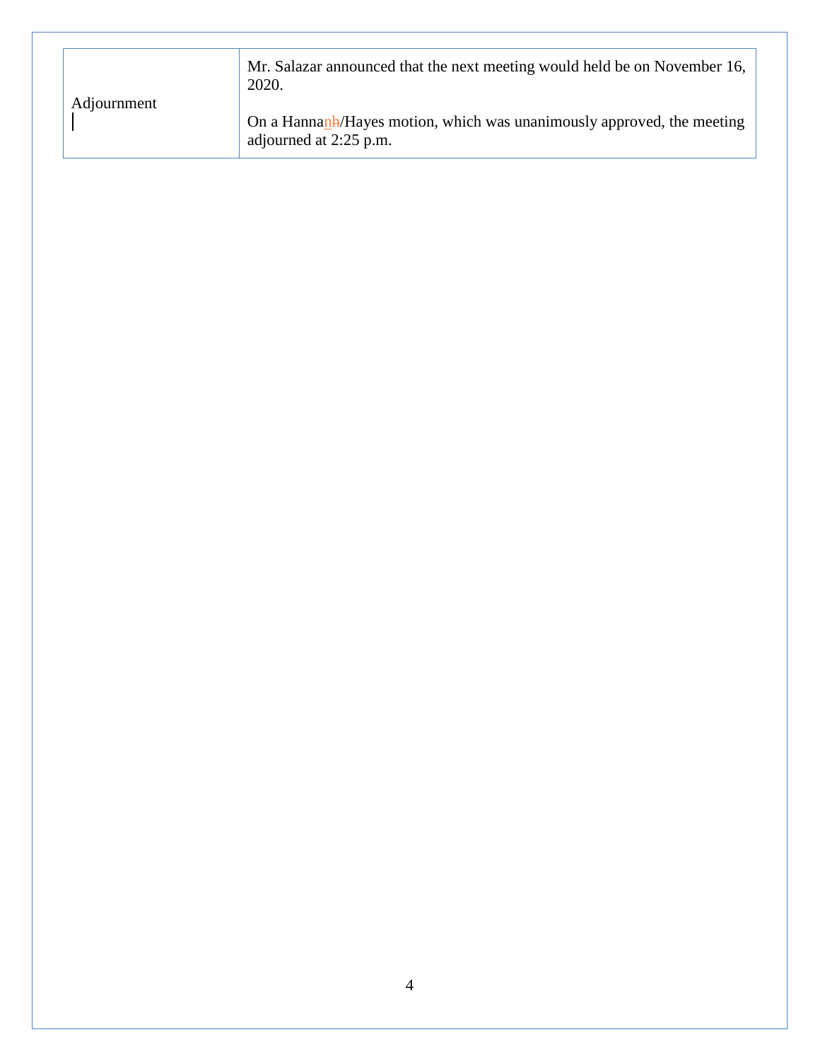| | |
|---|---|
| Adjournment | Mr. Salazar announced that the next meeting would held be on November 16, 2020.<br><br>On a Hannan~~h~~/Hayes motion, which was unanimously approved, the meeting adjourned at 2:25 p.m. |